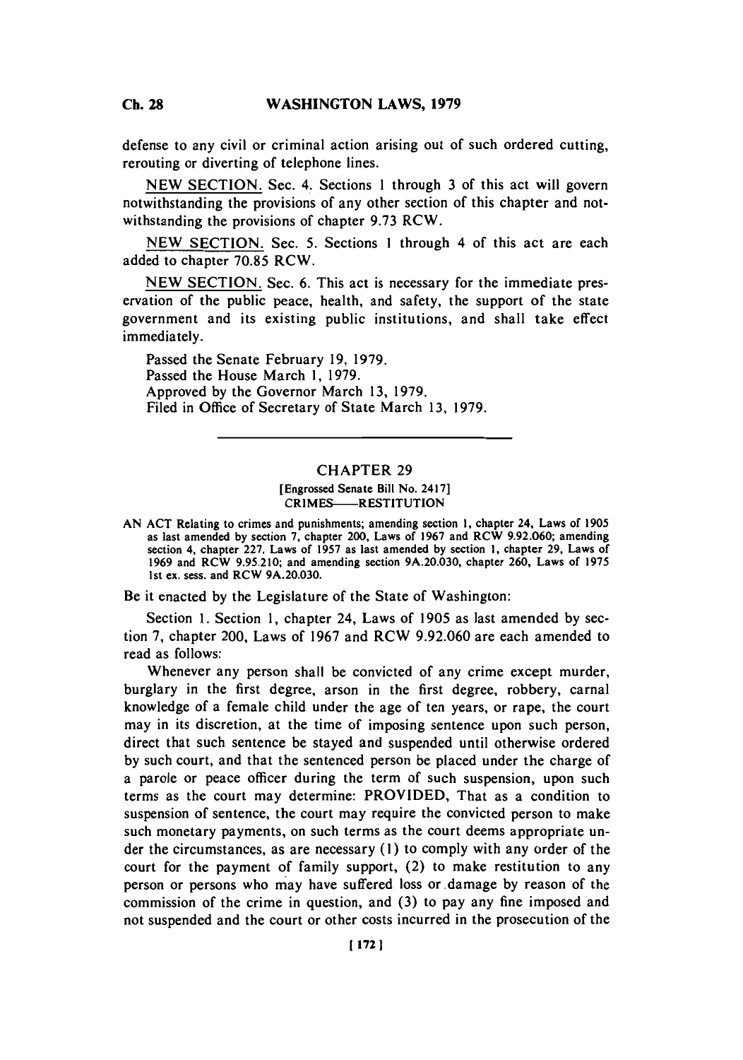defense to any civil or criminal action arising out of such ordered cutting, rerouting or diverting of telephone lines.

NEW SECTION. Sec. 4. Sections 1 through 3 of this act will govern notwithstanding the provisions of any other section of this chapter and notwithstanding the provisions of chapter 9.73 RCW.

NEW SECTION. Sec. 5. Sections 1 through 4 of this act are each added to chapter 70.85 RCW.

NEW SECTION. Sec. 6. This act is necessary for the immediate preservation of the public peace, health, and safety, the support of the state government and its existing public institutions, and shall take effect immediately.

Passed the Senate February 19, 1979.
Passed the House March 1, 1979.
Approved by the Governor March 13, 1979.
Filed in Office of Secretary of State March 13, 1979.

---

## CHAPTER 29

[Engrossed Senate Bill No. 2417]
CRIMES—RESTITUTION

AN ACT Relating to crimes and punishments; amending section 1, chapter 24, Laws of 1905 as last amended by section 7, chapter 200, Laws of 1967 and RCW 9.92.060; amending section 4, chapter 227, Laws of 1957 as last amended by section 1, chapter 29, Laws of 1969 and RCW 9.95.210; and amending section 9A.20.030, chapter 260, Laws of 1975 1st ex. sess. and RCW 9A.20.030.

Be it enacted by the Legislature of the State of Washington:

Section 1. Section 1, chapter 24, Laws of 1905 as last amended by section 7, chapter 200, Laws of 1967 and RCW 9.92.060 are each amended to read as follows:

Whenever any person shall be convicted of any crime except murder, burglary in the first degree, arson in the first degree, robbery, carnal knowledge of a female child under the age of ten years, or rape, the court may in its discretion, at the time of imposing sentence upon such person, direct that such sentence be stayed and suspended until otherwise ordered by such court, and that the sentenced person be placed under the charge of a parole or peace officer during the term of such suspension, upon such terms as the court may determine: PROVIDED, That as a condition to suspension of sentence, the court may require the convicted person to make such monetary payments, on such terms as the court deems appropriate under the circumstances, as are necessary (1) to comply with any order of the court for the payment of family support, (2) to make restitution to any person or persons who may have suffered loss or damage by reason of the commission of the crime in question, and (3) to pay any fine imposed and not suspended and the court or other costs incurred in the prosecution of the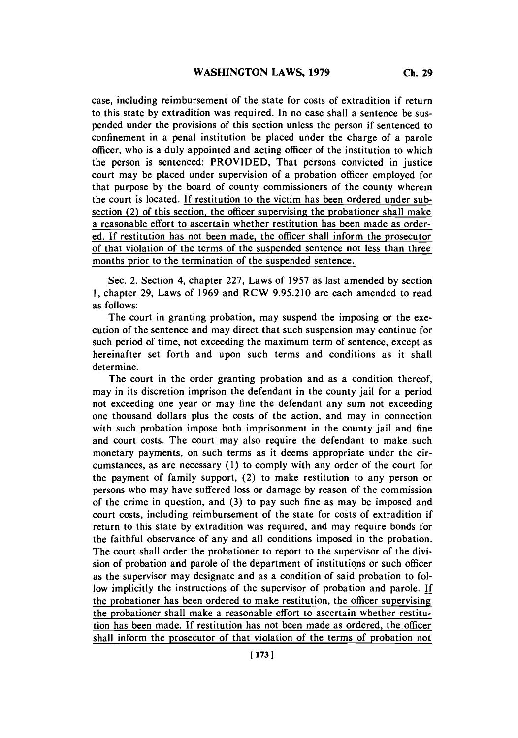case, including reimbursement of the state for costs of extradition if return to this state by extradition was required. In no case shall a sentence be suspended under the provisions of this section unless the person if sentenced to confinement in a penal institution be placed under the charge of a parole officer, who is a duly appointed and acting officer of the institution to which the person is sentenced: PROVIDED, That persons convicted in justice court may be placed under supervision of a probation officer employed for that purpose by the board of county commissioners of the county wherein the court is located. If restitution to the victim has been ordered under subsection (2) of this section, the officer supervising the probationer shall make a reasonable effort to ascertain whether restitution has been made as ordered. If restitution has not been made, the officer shall inform the prosecutor of that violation of the terms of the suspended sentence not less than three months prior to the termination of the suspended sentence.

Sec. 2. Section 4, chapter 227, Laws of 1957 as last amended by section 1, chapter 29, Laws of 1969 and RCW 9.95.210 are each amended to read as follows:

The court in granting probation, may suspend the imposing or the execution of the sentence and may direct that such suspension may continue for such period of time, not exceeding the maximum term of sentence, except as hereinafter set forth and upon such terms and conditions as it shall determine.

The court in the order granting probation and as a condition thereof, may in its discretion imprison the defendant in the county jail for a period not exceeding one year or may fine the defendant any sum not exceeding one thousand dollars plus the costs of the action, and may in connection with such probation impose both imprisonment in the county jail and fine and court costs. The court may also require the defendant to make such monetary payments, on such terms as it deems appropriate under the circumstances, as are necessary (1) to comply with any order of the court for the payment of family support, (2) to make restitution to any person or persons who may have suffered loss or damage by reason of the commission of the crime in question, and (3) to pay such fine as may be imposed and court costs, including reimbursement of the state for costs of extradition if return to this state by extradition was required, and may require bonds for the faithful observance of any and all conditions imposed in the probation. The court shall order the probationer to report to the supervisor of the division of probation and parole of the department of institutions or such officer as the supervisor may designate and as a condition of said probation to follow implicitly the instructions of the supervisor of probation and parole. If the probationer has been ordered to make restitution, the officer supervising the probationer shall make a reasonable effort to ascertain whether restitution has been made. If restitution has not been made as ordered, the officer shall inform the prosecutor of that violation of the terms of probation not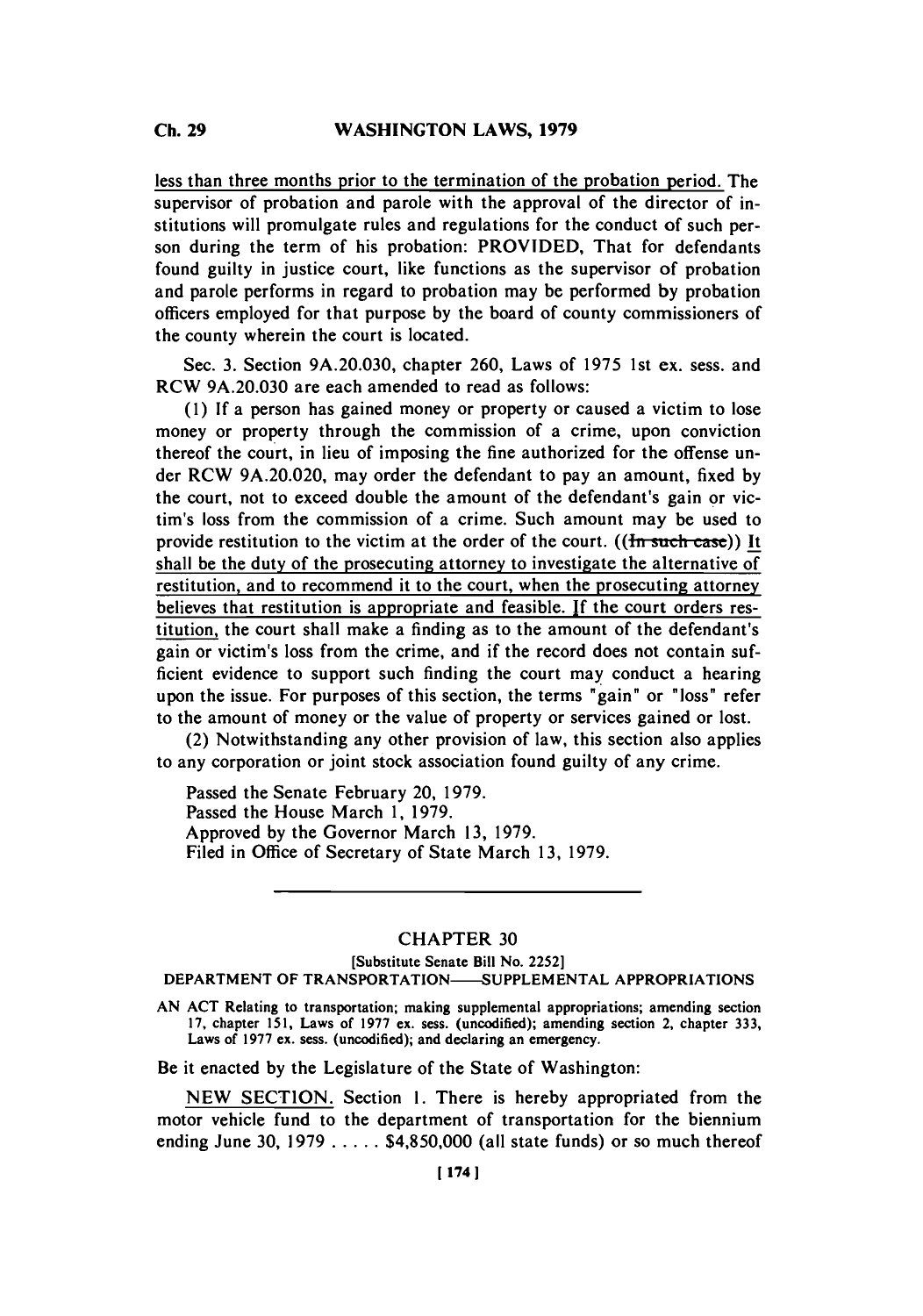less than three months prior to the termination of the probation period. The supervisor of probation and parole with the approval of the director of institutions will promulgate rules and regulations for the conduct of such person during the term of his probation: PROVIDED, That for defendants found guilty in justice court, like functions as the supervisor of probation and parole performs in regard to probation may be performed by probation officers employed for that purpose by the board of county commissioners of the county wherein the court is located.

Sec. 3. Section 9A.20.030, chapter 260, Laws of 1975 1st ex. sess. and RCW 9A.20.030 are each amended to read as follows:

(1) If a person has gained money or property or caused a victim to lose money or property through the commission of a crime, upon conviction thereof the court, in lieu of imposing the fine authorized for the offense under RCW 9A.20.020, may order the defendant to pay an amount, fixed by the court, not to exceed double the amount of the defendant's gain or victim's loss from the commission of a crime. Such amount may be used to provide restitution to the victim at the order of the court. ((~~In such case~~)) It shall be the duty of the prosecuting attorney to investigate the alternative of restitution, and to recommend it to the court, when the prosecuting attorney believes that restitution is appropriate and feasible. If the court orders restitution, the court shall make a finding as to the amount of the defendant's gain or victim's loss from the crime, and if the record does not contain sufficient evidence to support such finding the court may conduct a hearing upon the issue. For purposes of this section, the terms "gain" or "loss" refer to the amount of money or the value of property or services gained or lost.

(2) Notwithstanding any other provision of law, this section also applies to any corporation or joint stock association found guilty of any crime.

Passed the Senate February 20, 1979.
Passed the House March 1, 1979.
Approved by the Governor March 13, 1979.
Filed in Office of Secretary of State March 13, 1979.

---

## CHAPTER 30

[Substitute Senate Bill No. 2252]

DEPARTMENT OF TRANSPORTATION——SUPPLEMENTAL APPROPRIATIONS

AN ACT Relating to transportation; making supplemental appropriations; amending section 17, chapter 151, Laws of 1977 ex. sess. (uncodified); amending section 2, chapter 333, Laws of 1977 ex. sess. (uncodified); and declaring an emergency.

Be it enacted by the Legislature of the State of Washington:

NEW SECTION. Section 1. There is hereby appropriated from the motor vehicle fund to the department of transportation for the biennium ending June 30, 1979 . . . . . $4,850,000 (all state funds) or so much thereof